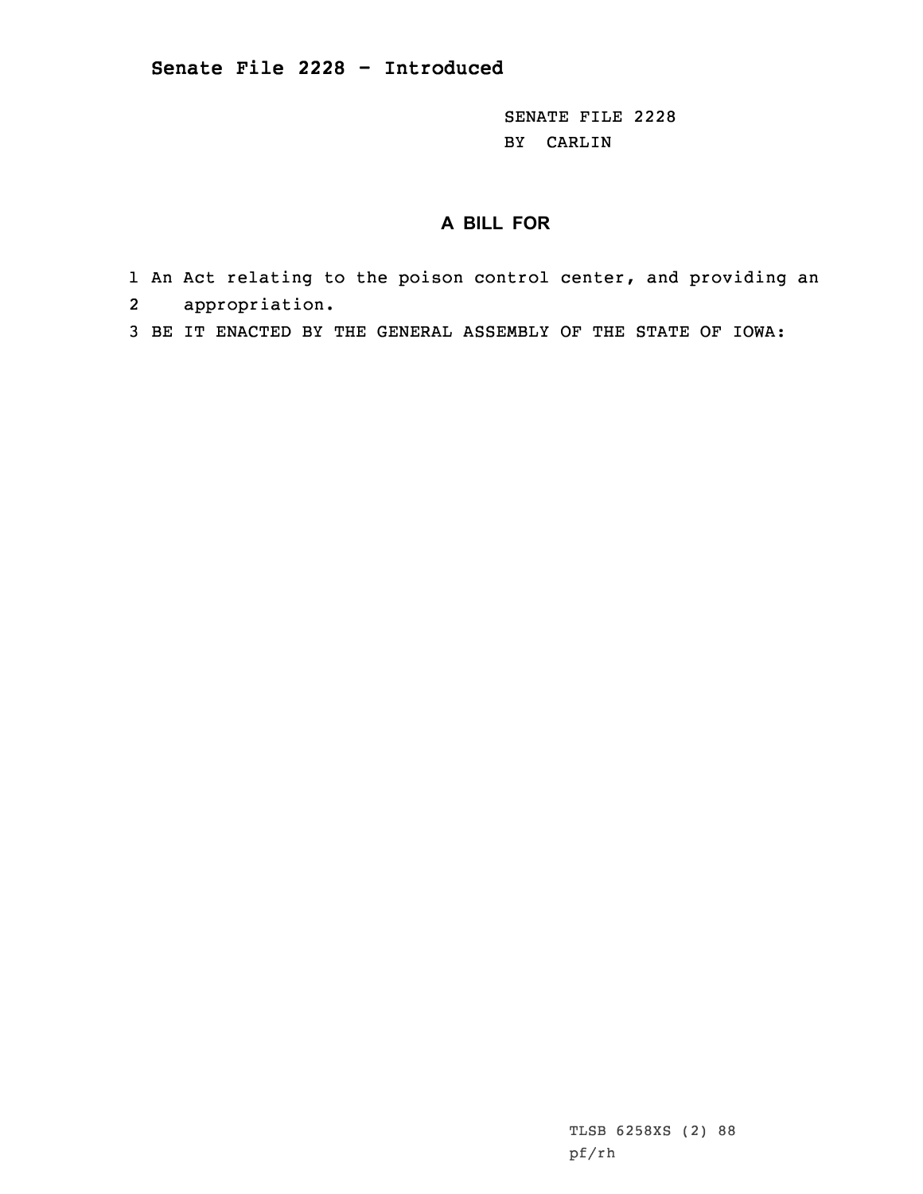## Senate File 2228 - Introduced

SENATE FILE 2228
BY CARLIN

### A BILL FOR

1 An Act relating to the poison control center, and providing an
2 appropriation.
3 BE IT ENACTED BY THE GENERAL ASSEMBLY OF THE STATE OF IOWA:

TLSB 6258XS (2) 88
pf/rh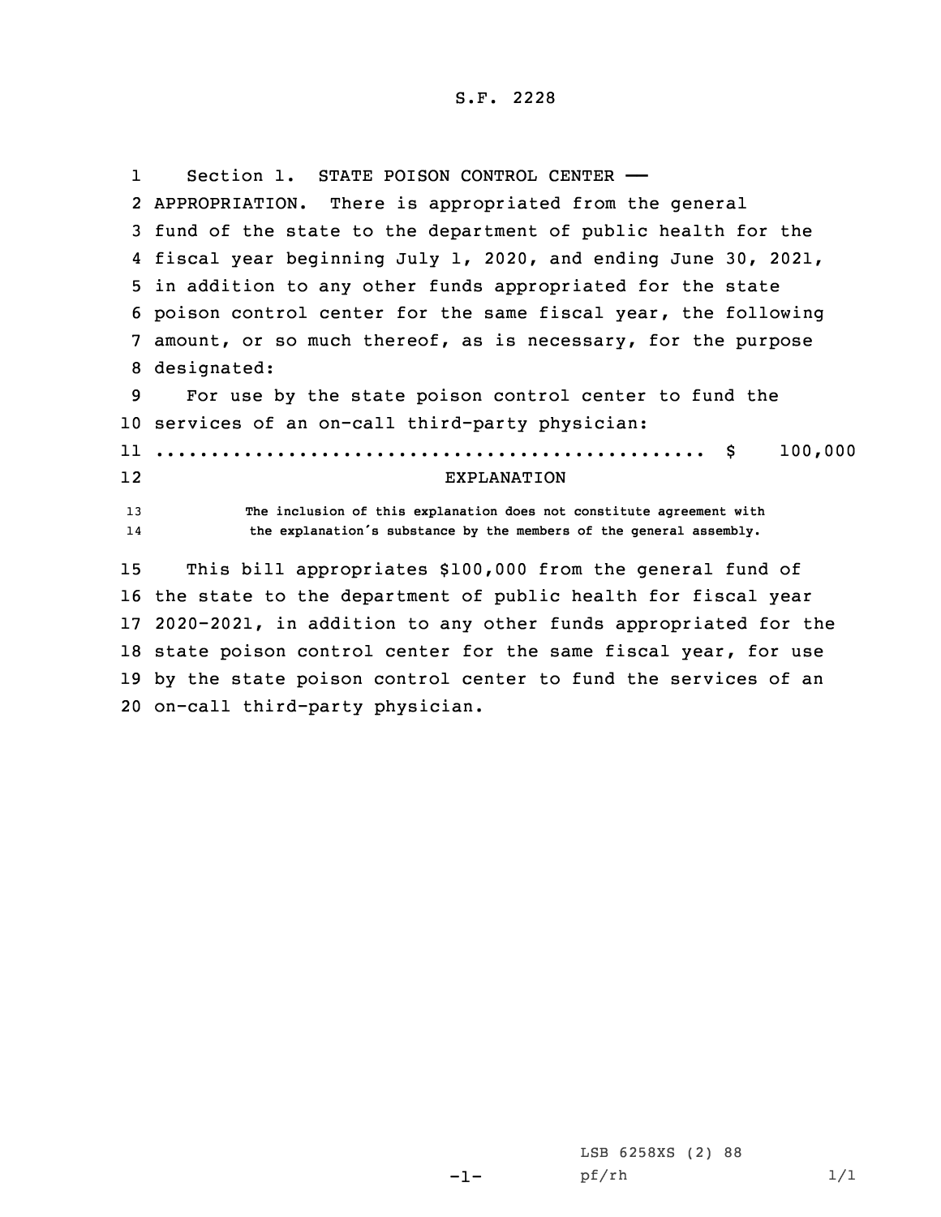S.F. 2228

Section 1. STATE POISON CONTROL CENTER —— APPROPRIATION. There is appropriated from the general fund of the state to the department of public health for the fiscal year beginning July 1, 2020, and ending June 30, 2021, in addition to any other funds appropriated for the state poison control center for the same fiscal year, the following amount, or so much thereof, as is necessary, for the purpose designated:

For use by the state poison control center to fund the services of an on-call third-party physician:

.................................................. $ 100,000

EXPLANATION

The inclusion of this explanation does not constitute agreement with the explanation's substance by the members of the general assembly.

This bill appropriates $100,000 from the general fund of the state to the department of public health for fiscal year 2020-2021, in addition to any other funds appropriated for the state poison control center for the same fiscal year, for use by the state poison control center to fund the services of an on-call third-party physician.

LSB 6258XS (2) 88
pf/rh